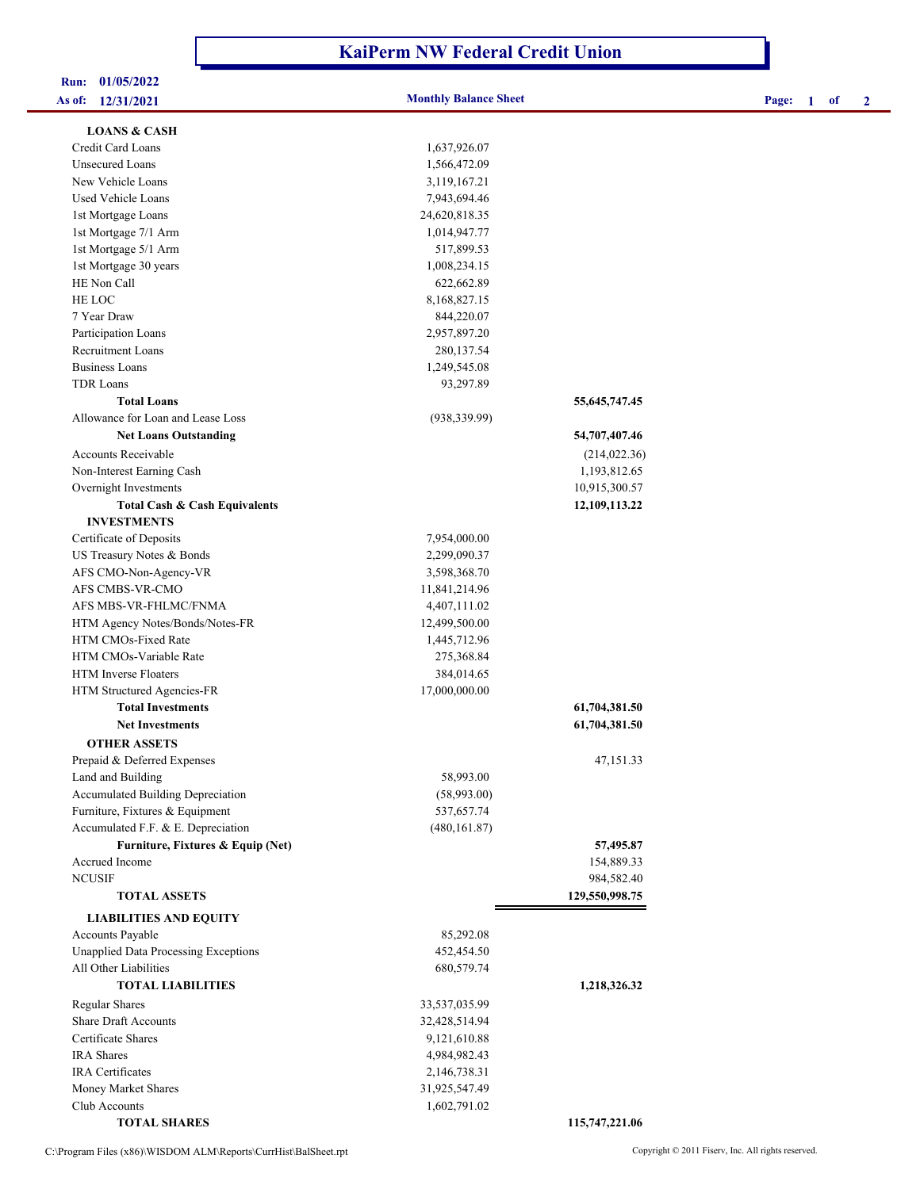# KaiPerm NW Federal Credit Union

**Run: 01/05/2022**
**As of: 12/31/2021**

**Monthly Balance Sheet**

| | | |
|---|---|---|
| **LOANS & CASH** | | |
| Credit Card Loans | 1,637,926.07 | |
| Unsecured Loans | 1,566,472.09 | |
| New Vehicle Loans | 3,119,167.21 | |
| Used Vehicle Loans | 7,943,694.46 | |
| 1st Mortgage Loans | 24,620,818.35 | |
| 1st Mortgage 7/1 Arm | 1,014,947.77 | |
| 1st Mortgage 5/1 Arm | 517,899.53 | |
| 1st Mortgage 30 years | 1,008,234.15 | |
| HE Non Call | 622,662.89 | |
| HE LOC | 8,168,827.15 | |
| 7 Year Draw | 844,220.07 | |
| Participation Loans | 2,957,897.20 | |
| Recruitment Loans | 280,137.54 | |
| Business Loans | 1,249,545.08 | |
| TDR Loans | 93,297.89 | |
| **Total Loans** | | **55,645,747.45** |
| Allowance for Loan and Lease Loss | (938,339.99) | |
| **Net Loans Outstanding** | | **54,707,407.46** |
| Accounts Receivable | | (214,022.36) |
| Non-Interest Earning Cash | | 1,193,812.65 |
| Overnight Investments | | 10,915,300.57 |
| **Total Cash & Cash Equivalents** | | **12,109,113.22** |
| **INVESTMENTS** | | |
| Certificate of Deposits | 7,954,000.00 | |
| US Treasury Notes & Bonds | 2,299,090.37 | |
| AFS CMO-Non-Agency-VR | 3,598,368.70 | |
| AFS CMBS-VR-CMO | 11,841,214.96 | |
| AFS MBS-VR-FHLMC/FNMA | 4,407,111.02 | |
| HTM Agency Notes/Bonds/Notes-FR | 12,499,500.00 | |
| HTM CMOs-Fixed Rate | 1,445,712.96 | |
| HTM CMOs-Variable Rate | 275,368.84 | |
| HTM Inverse Floaters | 384,014.65 | |
| HTM Structured Agencies-FR | 17,000,000.00 | |
| **Total Investments** | | **61,704,381.50** |
| **Net Investments** | | **61,704,381.50** |
| **OTHER ASSETS** | | |
| Prepaid & Deferred Expenses | | 47,151.33 |
| Land and Building | 58,993.00 | |
| Accumulated Building Depreciation | (58,993.00) | |
| Furniture, Fixtures & Equipment | 537,657.74 | |
| Accumulated F.F. & E. Depreciation | (480,161.87) | |
| **Furniture, Fixtures & Equip (Net)** | | **57,495.87** |
| Accrued Income | | 154,889.33 |
| NCUSIF | | 984,582.40 |
| **TOTAL ASSETS** | | **129,550,998.75** |
| **LIABILITIES AND EQUITY** | | |
| Accounts Payable | 85,292.08 | |
| Unapplied Data Processing Exceptions | 452,454.50 | |
| All Other Liabilities | 680,579.74 | |
| **TOTAL LIABILITIES** | | **1,218,326.32** |
| Regular Shares | 33,537,035.99 | |
| Share Draft Accounts | 32,428,514.94 | |
| Certificate Shares | 9,121,610.88 | |
| IRA Shares | 4,984,982.43 | |
| IRA Certificates | 2,146,738.31 | |
| Money Market Shares | 31,925,547.49 | |
| Club Accounts | 1,602,791.02 | |
| **TOTAL SHARES** | | **115,747,221.06** |

C:\Program Files (x86)\WISDOM ALM\Reports\CurrHist\BalSheet.rpt

Copyright © 2011 Fiserv, Inc. All rights reserved.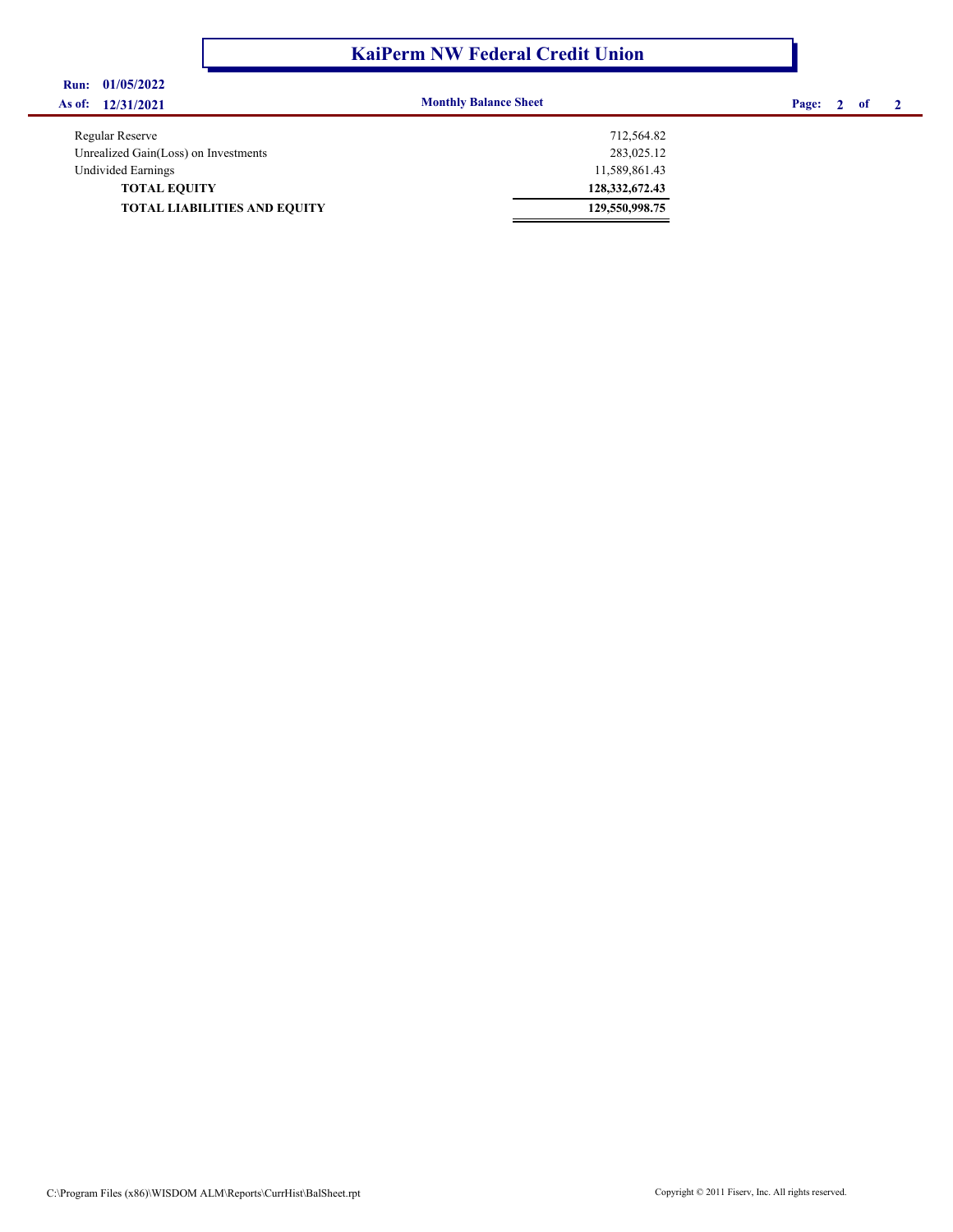| | |
|---|---|
| Regular Reserve | 712,564.82 |
| Unrealized Gain(Loss) on Investments | 283,025.12 |
| Undivided Earnings | 11,589,861.43 |
| **TOTAL EQUITY** | **128,332,672.43** |
| **TOTAL LIABILITIES AND EQUITY** | **129,550,998.75** |

C:\Program Files (x86)\WISDOM ALM\Reports\CurrHist\BalSheet.rpt

Copyright © 2011 Fiserv, Inc. All rights reserved.